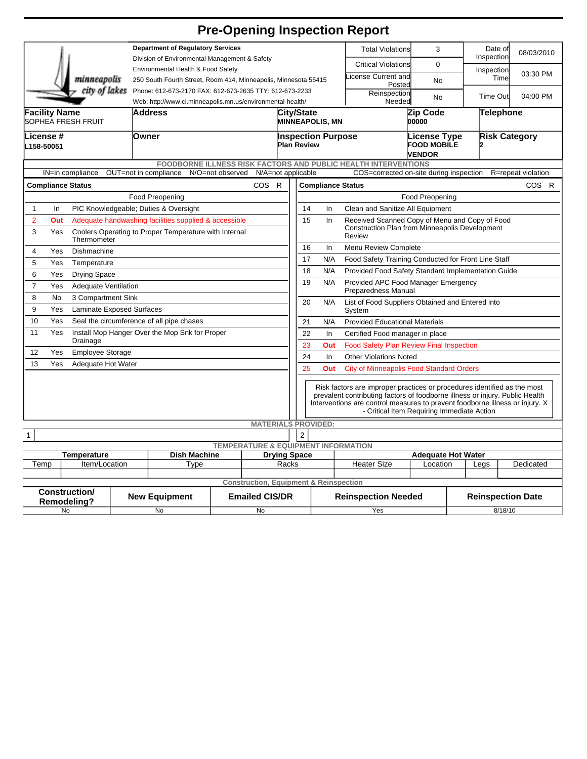# Pre-Opening Inspection Report

minneapolis city of lakes

**Department of Regulatory Services**
Division of Environmental Management & Safety
Environmental Health & Food Safety
250 South Fourth Street, Room 414, Minneapolis, Minnesota 55415
Phone: 612-673-2170 FAX: 612-673-2635 TTY: 612-673-2233
Web: http://www.ci.minneapolis.mn.us/environmental-health/

| | | | |
|---|---|---|---|
| Total Violations | 3 | Date of Inspection | 08/03/2010 |
| Critical Violations | 0 | Inspection Time | 03:30 PM |
| License Current and Posted | No | | |
| Reinspection Needed | No | Time Out | 04:00 PM |

| Facility Name | Address | City/State | Zip Code | Telephone |
|---|---|---|---|---|
| SOPHEA FRESH FRUIT | | MINNEAPOLIS, MN | 00000 | |

| License # | Owner | Inspection Purpose | License Type | Risk Category |
|---|---|---|---|---|
| L158-50051 | | Plan Review | FOOD MOBILE VENDOR | 2 |

**FOODBORNE ILLNESS RISK FACTORS AND PUBLIC HEALTH INTERVENTIONS**

IN=in compliance OUT=not in compliance N/O=not observed N/A=not applicable COS=corrected on-site during inspection R=repeat violation

| # | Compliance Status | Food Preopening | COS | R |
|---|---|---|---|---|
| 1 | In | PIC Knowledgeable; Duties & Oversight | | |
| 2 | Out | Adequate handwashing facilities supplied & accessible | | |
| 3 | Yes | Coolers Operating to Proper Temperature with Internal Thermometer | | |
| 4 | Yes | Dishmachine | | |
| 5 | Yes | Temperature | | |
| 6 | Yes | Drying Space | | |
| 7 | Yes | Adequate Ventilation | | |
| 8 | No | 3 Compartment Sink | | |
| 9 | Yes | Laminate Exposed Surfaces | | |
| 10 | Yes | Seal the circumference of all pipe chases | | |
| 11 | Yes | Install Mop Hanger Over the Mop Snk for Proper Drainage | | |
| 12 | Yes | Employee Storage | | |
| 13 | Yes | Adequate Hot Water | | |

| # | Compliance Status | Food Preopening | COS | R |
|---|---|---|---|---|
| 14 | In | Clean and Sanitize All Equipment | | |
| 15 | In | Received Scanned Copy of Menu and Copy of Food Construction Plan from Minneapolis Development Review | | |
| 16 | In | Menu Review Complete | | |
| 17 | N/A | Food Safety Training Conducted for Front Line Staff | | |
| 18 | N/A | Provided Food Safety Standard Implementation Guide | | |
| 19 | N/A | Provided APC Food Manager Emergency Preparedness Manual | | |
| 20 | N/A | List of Food Suppliers Obtained and Entered into System | | |
| 21 | N/A | Provided Educational Materials | | |
| 22 | In | Certified Food manager in place | | |
| 23 | Out | Food Safety Plan Review Final Inspection | | |
| 24 | In | Other Violations Noted | | |
| 25 | Out | City of Minneapolis Food Standard Orders | | |

Risk factors are improper practices or procedures identified as the most prevalent contributing factors of foodborne illness or injury. Public Health Interventions are control measures to prevent foodborne illness or injury. X - Critical Item Requiring Immediate Action

**MATERIALS PROVIDED:**

| 1 | | 2 | |
|---|---|---|---|

**TEMPERATURE & EQUIPMENT INFORMATION**

| Temperature | | Dish Machine | Drying Space | Adequate Hot Water | | | |
|---|---|---|---|---|---|---|---|
| Temp | Item/Location | Type | Racks | Heater Size | Location | Legs | Dedicated |
| | | | | | | | |

**Construction, Equipment & Reinspection**

| Construction/ Remodeling? | New Equipment | Emailed CIS/DR | Reinspection Needed | Reinspection Date |
|---|---|---|---|---|
| No | No | No | Yes | 8/18/10 |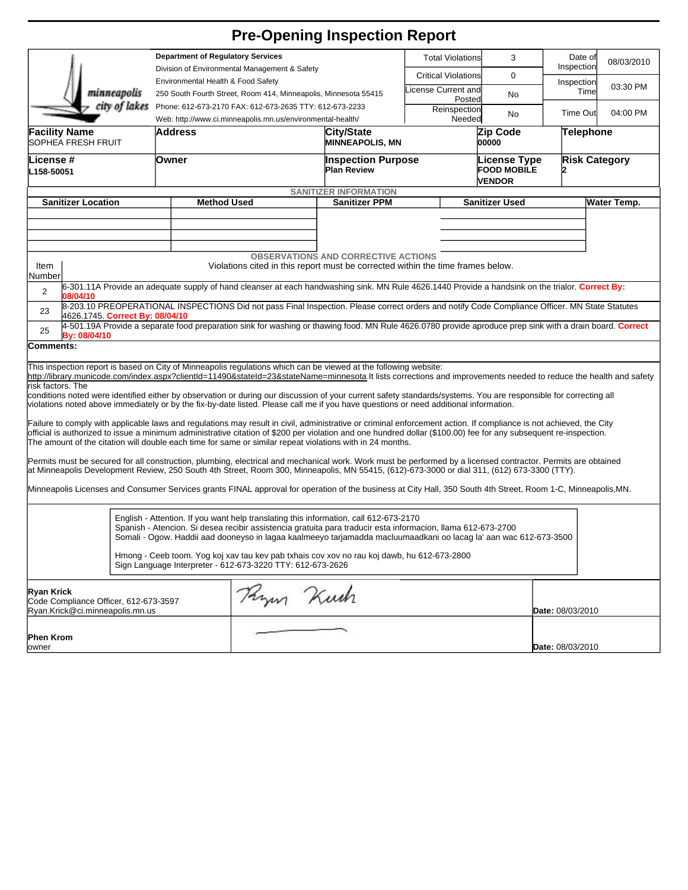# Pre-Opening Inspection Report

minneapolis city of lakes

**Department of Regulatory Services**
Division of Environmental Management & Safety
Environmental Health & Food Safety
250 South Fourth Street, Room 414, Minneapolis, Minnesota 55415
Phone: 612-673-2170 FAX: 612-673-2635 TTY: 612-673-2233
Web: http://www.ci.minneapolis.mn.us/environmental-health/

| | | | |
|---|---|---|---|
| Total Violations | 3 | Date of Inspection | 08/03/2010 |
| Critical Violations | 0 | Inspection Time | 03:30 PM |
| License Current and Posted | No | | |
| Reinspection Needed | No | Time Out | 04:00 PM |

| **Facility Name** | **Address** | **City/State** | **Zip Code** | **Telephone** |
|---|---|---|---|---|
| SOPHEA FRESH FRUIT | | MINNEAPOLIS, MN | 00000 | |

| **License #** | **Owner** | **Inspection Purpose** | **License Type** | **Risk Category** |
|---|---|---|---|---|
| L158-50051 | | Plan Review | FOOD MOBILE VENDOR | 2 |

**SANITIZER INFORMATION**

| Sanitizer Location | Method Used | Sanitizer PPM | Sanitizer Used | Water Temp. |
|---|---|---|---|---|
| | | | | |
| | | | | |
| | | | | |

**OBSERVATIONS AND CORRECTIVE ACTIONS**

Violations cited in this report must be corrected within the time frames below.

| Item Number | |
|---|---|
| 2 | 6-301.11A Provide an adequate supply of hand cleanser at each handwashing sink. MN Rule 4626.1440 Provide a handsink on the trialor. **Correct By: 08/04/10** |
| 23 | 8-203.10 PREOPERATIONAL INSPECTIONS Did not pass Final Inspection. Please correct orders and notify Code Compliance Officer. MN State Statutes 4626.1745. **Correct By: 08/04/10** |
| 25 | 4-501.19A Provide a separate food preparation sink for washing or thawing food. MN Rule 4626.0780 provide aproduce prep sink with a drain board. **Correct By: 08/04/10** |

**Comments:**

This inspection report is based on City of Minneapolis regulations which can be viewed at the following website: http://library.municode.com/index.aspx?clientId=11490&stateId=23&stateName=minnesota It lists corrections and improvements needed to reduce the health and safety risk factors. The
conditions noted were identified either by observation or during our discussion of your current safety standards/systems. You are responsible for correcting all violations noted above immediately or by the fix-by-date listed. Please call me if you have questions or need additional information.

Failure to comply with applicable laws and regulations may result in civil, administrative or criminal enforcement action. If compliance is not achieved, the City official is authorized to issue a minimum administrative citation of $200 per violation and one hundred dollar ($100.00) fee for any subsequent re-inspection. The amount of the citation will double each time for same or similar repeat violations with in 24 months.

Permits must be secured for all construction, plumbing, electrical and mechanical work. Work must be performed by a licensed contractor. Permits are obtained at Minneapolis Development Review, 250 South 4th Street, Room 300, Minneapolis, MN 55415, (612)-673-3000 or dial 311, (612) 673-3300 (TTY).

Minneapolis Licenses and Consumer Services grants FINAL approval for operation of the business at City Hall, 350 South 4th Street, Room 1-C, Minneapolis,MN.

English - Attention. If you want help translating this information, call 612-673-2170
Spanish - Atencion. Si desea recibir assistencia gratuita para traducir esta informacion, llama 612-673-2700
Somali - Ogow. Haddii aad dooneyso in lagaa kaalmeeyo tarjamadda macluumaadkani oo lacag la' aan wac 612-673-3500

Hmong - Ceeb toom. Yog koj xav tau kev pab txhais cov xov no rau koj dawb, hu 612-673-2800
Sign Language Interpreter - 612-673-3220 TTY: 612-673-2626

**Ryan Krick**
Code Compliance Officer, 612-673-3597
Ryan.Krick@ci.minneapolis.mn.us

Ryan Krick

**Date:** 08/03/2010

**Phen Krom**
owner

**Date:** 08/03/2010